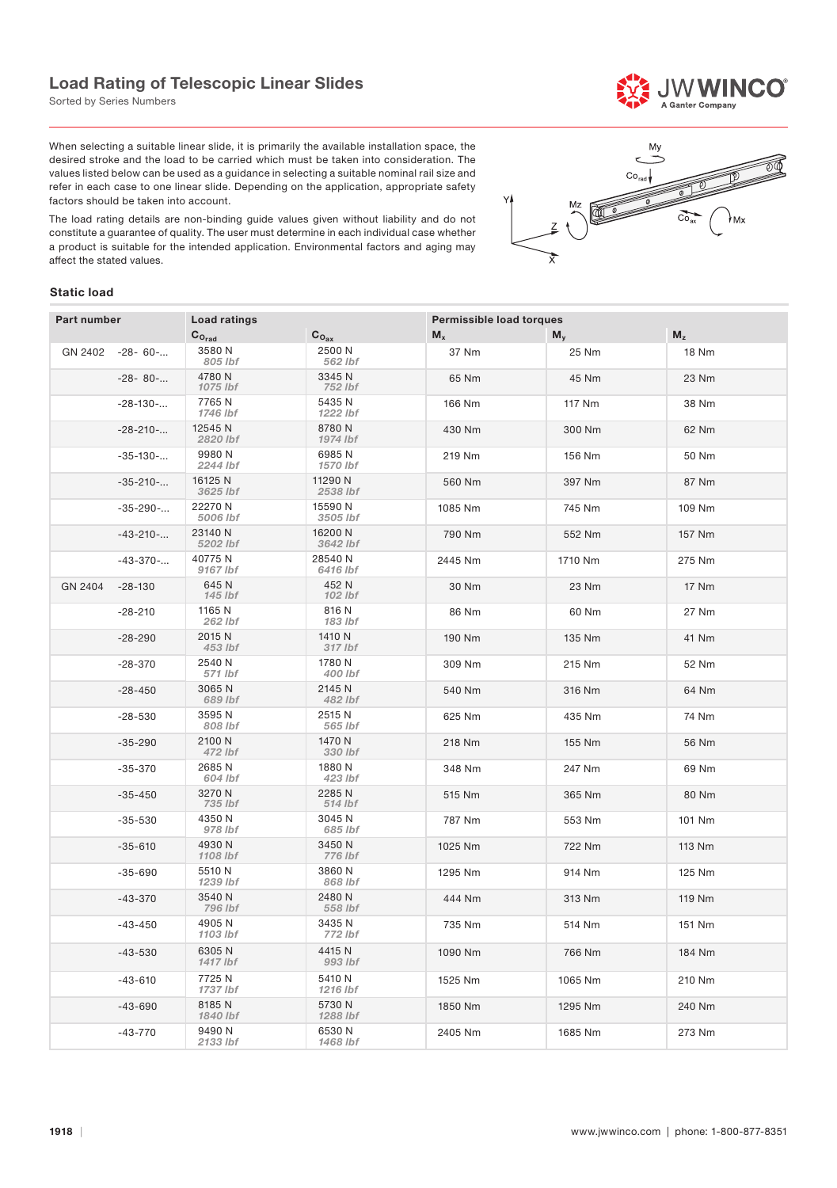# Load Rating of Telescopic Linear Slides

Sorted by Series Numbers

When selecting a suitable linear slide, it is primarily the available installation space, the desired stroke and the load to be carried which must be taken into consideration. The values listed below can be used as a guidance in selecting a suitable nominal rail size and refer in each case to one linear slide. Depending on the application, appropriate safety factors should be taken into account.

The load rating details are non-binding guide values given without liability and do not constitute a guarantee of quality. The user must determine in each individual case whether a product is suitable for the intended application. Environmental factors and aging may affect the stated values.

### Static load

| Part number | | Load ratings | | Permissible load torques | | |
|---|---|---|---|---|---|---|
| | | $Co_{rad}$ | $Co_{ax}$ | $M_x$ | $M_y$ | $M_z$ |
| GN 2402 | -28- 60-... | 3580 N *805 lbf* | 2500 N *562 lbf* | 37 Nm | 25 Nm | 18 Nm |
| | -28- 80-... | 4780 N *1075 lbf* | 3345 N *752 lbf* | 65 Nm | 45 Nm | 23 Nm |
| | -28-130-... | 7765 N *1746 lbf* | 5435 N *1222 lbf* | 166 Nm | 117 Nm | 38 Nm |
| | -28-210-... | 12545 N *2820 lbf* | 8780 N *1974 lbf* | 430 Nm | 300 Nm | 62 Nm |
| | -35-130-... | 9980 N *2244 lbf* | 6985 N *1570 lbf* | 219 Nm | 156 Nm | 50 Nm |
| | -35-210-... | 16125 N *3625 lbf* | 11290 N *2538 lbf* | 560 Nm | 397 Nm | 87 Nm |
| | -35-290-... | 22270 N *5006 lbf* | 15590 N *3505 lbf* | 1085 Nm | 745 Nm | 109 Nm |
| | -43-210-... | 23140 N *5202 lbf* | 16200 N *3642 lbf* | 790 Nm | 552 Nm | 157 Nm |
| | -43-370-... | 40775 N *9167 lbf* | 28540 N *6416 lbf* | 2445 Nm | 1710 Nm | 275 Nm |
| GN 2404 | -28-130 | 645 N *145 lbf* | 452 N *102 lbf* | 30 Nm | 23 Nm | 17 Nm |
| | -28-210 | 1165 N *262 lbf* | 816 N *183 lbf* | 86 Nm | 60 Nm | 27 Nm |
| | -28-290 | 2015 N *453 lbf* | 1410 N *317 lbf* | 190 Nm | 135 Nm | 41 Nm |
| | -28-370 | 2540 N *571 lbf* | 1780 N *400 lbf* | 309 Nm | 215 Nm | 52 Nm |
| | -28-450 | 3065 N *689 lbf* | 2145 N *482 lbf* | 540 Nm | 316 Nm | 64 Nm |
| | -28-530 | 3595 N *808 lbf* | 2515 N *565 lbf* | 625 Nm | 435 Nm | 74 Nm |
| | -35-290 | 2100 N *472 lbf* | 1470 N *330 lbf* | 218 Nm | 155 Nm | 56 Nm |
| | -35-370 | 2685 N *604 lbf* | 1880 N *423 lbf* | 348 Nm | 247 Nm | 69 Nm |
| | -35-450 | 3270 N *735 lbf* | 2285 N *514 lbf* | 515 Nm | 365 Nm | 80 Nm |
| | -35-530 | 4350 N *978 lbf* | 3045 N *685 lbf* | 787 Nm | 553 Nm | 101 Nm |
| | -35-610 | 4930 N *1108 lbf* | 3450 N *776 lbf* | 1025 Nm | 722 Nm | 113 Nm |
| | -35-690 | 5510 N *1239 lbf* | 3860 N *868 lbf* | 1295 Nm | 914 Nm | 125 Nm |
| | -43-370 | 3540 N *796 lbf* | 2480 N *558 lbf* | 444 Nm | 313 Nm | 119 Nm |
| | -43-450 | 4905 N *1103 lbf* | 3435 N *772 lbf* | 735 Nm | 514 Nm | 151 Nm |
| | -43-530 | 6305 N *1417 lbf* | 4415 N *993 lbf* | 1090 Nm | 766 Nm | 184 Nm |
| | -43-610 | 7725 N *1737 lbf* | 5410 N *1216 lbf* | 1525 Nm | 1065 Nm | 210 Nm |
| | -43-690 | 8185 N *1840 lbf* | 5730 N *1288 lbf* | 1850 Nm | 1295 Nm | 240 Nm |
| | -43-770 | 9490 N *2133 lbf* | 6530 N *1468 lbf* | 2405 Nm | 1685 Nm | 273 Nm |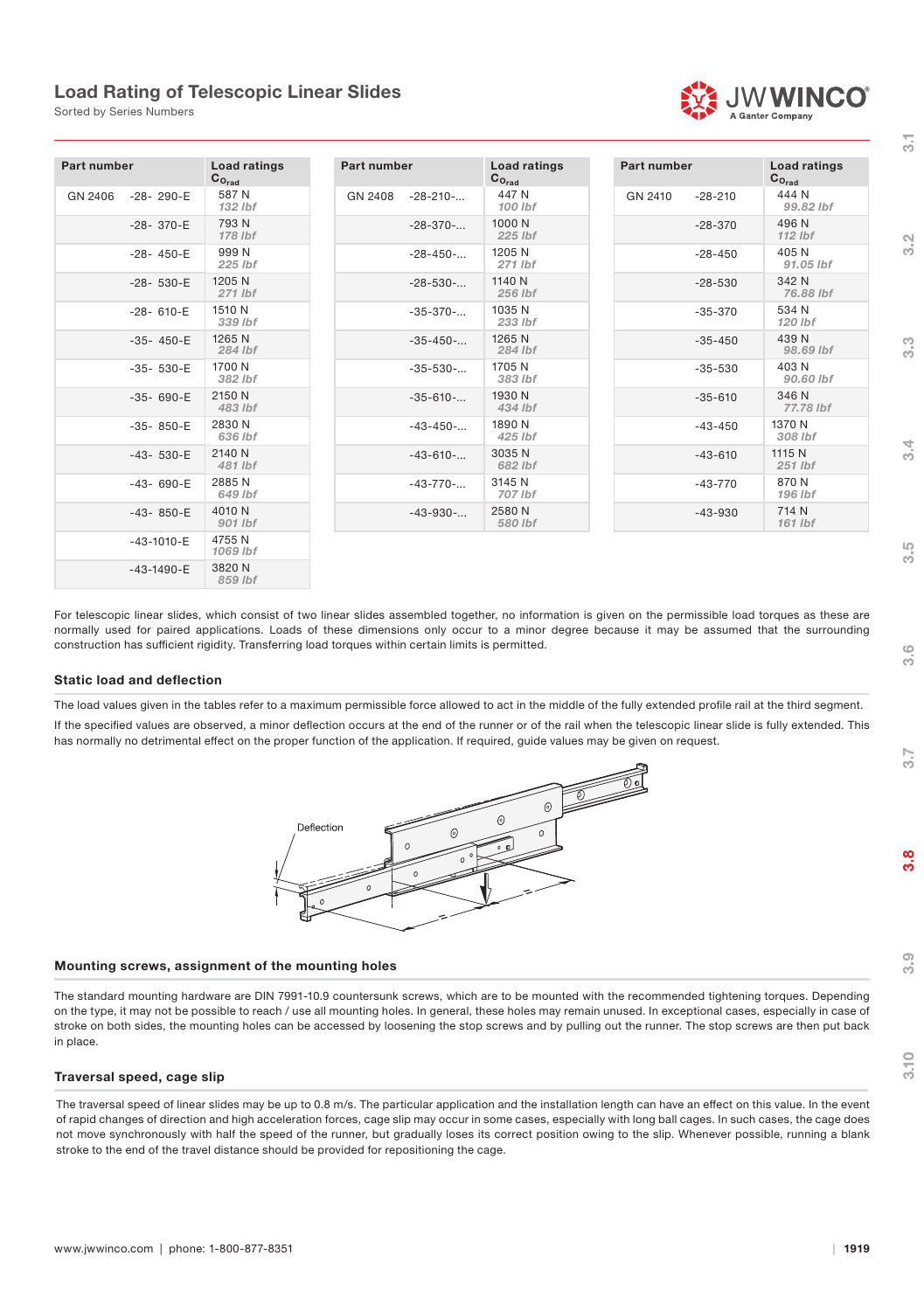## Load Rating of Telescopic Linear Slides

Sorted by Series Numbers

| Part number | | Load ratings $C_{0_{rad}}$ |
|---|---|---|
| GN 2406 | -28- 290-E | 587 N *132 lbf* |
| | -28- 370-E | 793 N *178 lbf* |
| | -28- 450-E | 999 N *225 lbf* |
| | -28- 530-E | 1205 N *271 lbf* |
| | -28- 610-E | 1510 N *339 lbf* |
| | -35- 450-E | 1265 N *284 lbf* |
| | -35- 530-E | 1700 N *382 lbf* |
| | -35- 690-E | 2150 N *483 lbf* |
| | -35- 850-E | 2830 N *636 lbf* |
| | -43- 530-E | 2140 N *481 lbf* |
| | -43- 690-E | 2885 N *649 lbf* |
| | -43- 850-E | 4010 N *901 lbf* |
| | -43-1010-E | 4755 N *1069 lbf* |
| | -43-1490-E | 3820 N *859 lbf* |

| Part number | | Load ratings $C_{0_{rad}}$ |
|---|---|---|
| GN 2408 | -28-210-... | 447 N *100 lbf* |
| | -28-370-... | 1000 N *225 lbf* |
| | -28-450-... | 1205 N *271 lbf* |
| | -28-530-... | 1140 N *256 lbf* |
| | -35-370-... | 1035 N *233 lbf* |
| | -35-450-... | 1265 N *284 lbf* |
| | -35-530-... | 1705 N *383 lbf* |
| | -35-610-... | 1930 N *434 lbf* |
| | -43-450-... | 1890 N *425 lbf* |
| | -43-610-... | 3035 N *682 lbf* |
| | -43-770-... | 3145 N *707 lbf* |
| | -43-930-... | 2580 N *580 lbf* |

| Part number | | Load ratings $C_{0_{rad}}$ |
|---|---|---|
| GN 2410 | -28-210 | 444 N *99.82 lbf* |
| | -28-370 | 496 N *112 lbf* |
| | -28-450 | 405 N *91.05 lbf* |
| | -28-530 | 342 N *76.88 lbf* |
| | -35-370 | 534 N *120 lbf* |
| | -35-450 | 439 N *98.69 lbf* |
| | -35-530 | 403 N *90.60 lbf* |
| | -35-610 | 346 N *77.78 lbf* |
| | -43-450 | 1370 N *308 lbf* |
| | -43-610 | 1115 N *251 lbf* |
| | -43-770 | 870 N *196 lbf* |
| | -43-930 | 714 N *161 lbf* |

For telescopic linear slides, which consist of two linear slides assembled together, no information is given on the permissible load torques as these are normally used for paired applications. Loads of these dimensions only occur to a minor degree because it may be assumed that the surrounding construction has sufficient rigidity. Transferring load torques within certain limits is permitted.

### Static load and deflection

The load values given in the tables refer to a maximum permissible force allowed to act in the middle of the fully extended profile rail at the third segment.

If the specified values are observed, a minor deflection occurs at the end of the runner or of the rail when the telescopic linear slide is fully extended. This has normally no detrimental effect on the proper function of the application. If required, guide values may be given on request.

Deflection

### Mounting screws, assignment of the mounting holes

The standard mounting hardware are DIN 7991-10.9 countersunk screws, which are to be mounted with the recommended tightening torques. Depending on the type, it may not be possible to reach / use all mounting holes. In general, these holes may remain unused. In exceptional cases, especially in case of stroke on both sides, the mounting holes can be accessed by loosening the stop screws and by pulling out the runner. The stop screws are then put back in place.

### Traversal speed, cage slip

The traversal speed of linear slides may be up to 0.8 m/s. The particular application and the installation length can have an effect on this value. In the event of rapid changes of direction and high acceleration forces, cage slip may occur in some cases, especially with long ball cages. In such cases, the cage does not move synchronously with half the speed of the runner, but gradually loses its correct position owing to the slip. Whenever possible, running a blank stroke to the end of the travel distance should be provided for repositioning the cage.